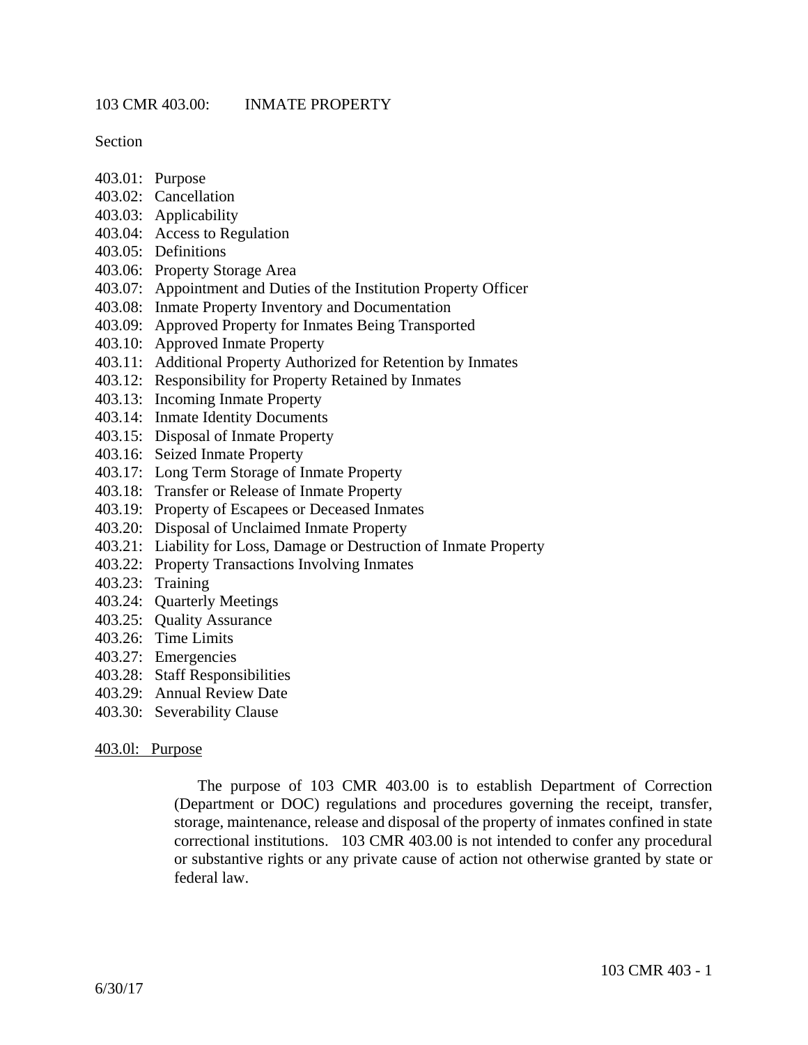# 103 CMR 403.00: INMATE PROPERTY

Section

403.01: Purpose
403.02: Cancellation
403.03: Applicability
403.04: Access to Regulation
403.05: Definitions
403.06: Property Storage Area
403.07: Appointment and Duties of the Institution Property Officer
403.08: Inmate Property Inventory and Documentation
403.09: Approved Property for Inmates Being Transported
403.10: Approved Inmate Property
403.11: Additional Property Authorized for Retention by Inmates
403.12: Responsibility for Property Retained by Inmates
403.13: Incoming Inmate Property
403.14: Inmate Identity Documents
403.15: Disposal of Inmate Property
403.16: Seized Inmate Property
403.17: Long Term Storage of Inmate Property
403.18: Transfer or Release of Inmate Property
403.19: Property of Escapees or Deceased Inmates
403.20: Disposal of Unclaimed Inmate Property
403.21: Liability for Loss, Damage or Destruction of Inmate Property
403.22: Property Transactions Involving Inmates
403.23: Training
403.24: Quarterly Meetings
403.25: Quality Assurance
403.26: Time Limits
403.27: Emergencies
403.28: Staff Responsibilities
403.29: Annual Review Date
403.30: Severability Clause

## 403.0l: Purpose

The purpose of 103 CMR 403.00 is to establish Department of Correction (Department or DOC) regulations and procedures governing the receipt, transfer, storage, maintenance, release and disposal of the property of inmates confined in state correctional institutions. 103 CMR 403.00 is not intended to confer any procedural or substantive rights or any private cause of action not otherwise granted by state or federal law.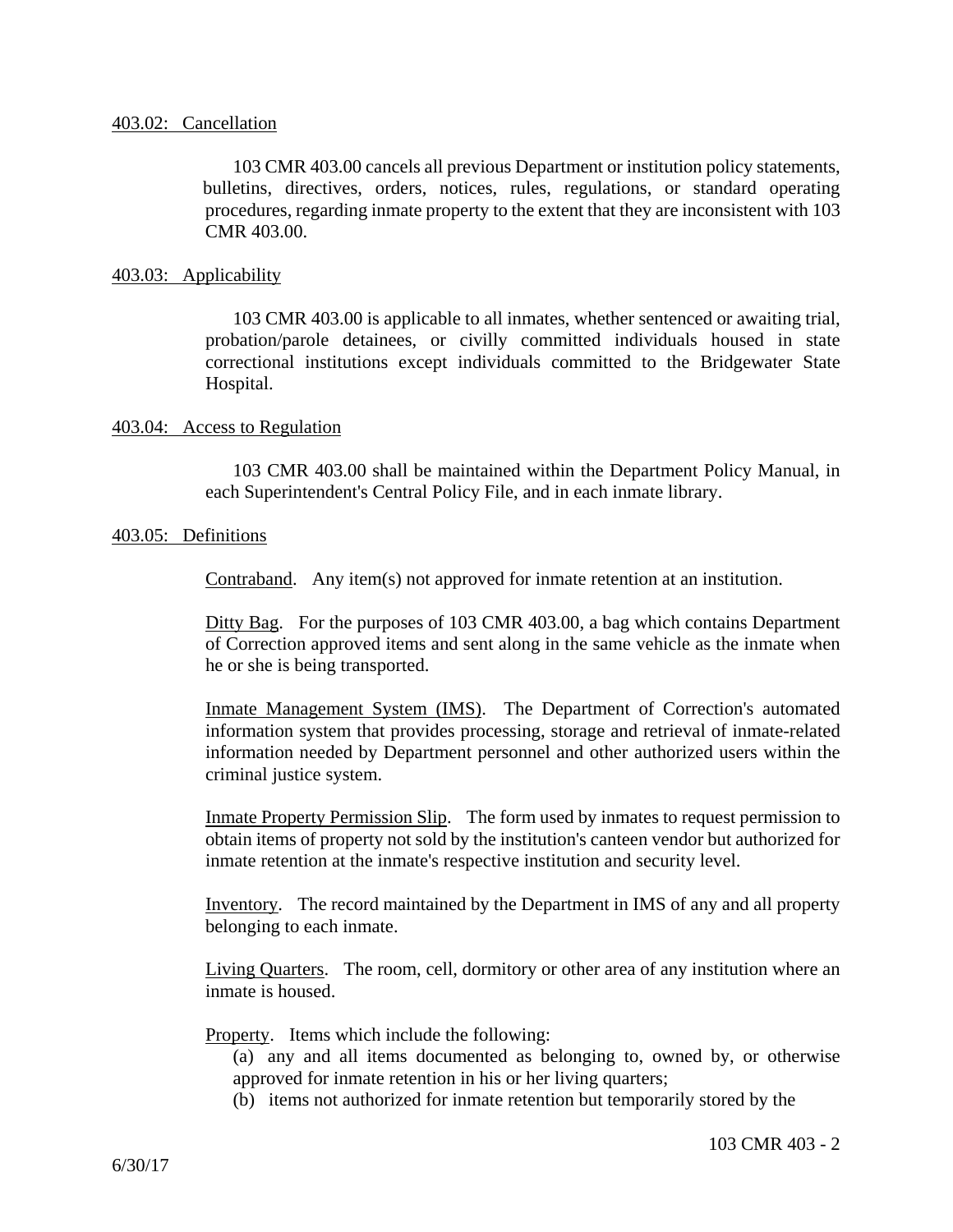403.02: Cancellation

103 CMR 403.00 cancels all previous Department or institution policy statements, bulletins, directives, orders, notices, rules, regulations, or standard operating procedures, regarding inmate property to the extent that they are inconsistent with 103 CMR 403.00.

403.03: Applicability

103 CMR 403.00 is applicable to all inmates, whether sentenced or awaiting trial, probation/parole detainees, or civilly committed individuals housed in state correctional institutions except individuals committed to the Bridgewater State Hospital.

403.04: Access to Regulation

103 CMR 403.00 shall be maintained within the Department Policy Manual, in each Superintendent's Central Policy File, and in each inmate library.

403.05: Definitions

Contraband. Any item(s) not approved for inmate retention at an institution.

Ditty Bag. For the purposes of 103 CMR 403.00, a bag which contains Department of Correction approved items and sent along in the same vehicle as the inmate when he or she is being transported.

Inmate Management System (IMS). The Department of Correction's automated information system that provides processing, storage and retrieval of inmate-related information needed by Department personnel and other authorized users within the criminal justice system.

Inmate Property Permission Slip. The form used by inmates to request permission to obtain items of property not sold by the institution's canteen vendor but authorized for inmate retention at the inmate's respective institution and security level.

Inventory. The record maintained by the Department in IMS of any and all property belonging to each inmate.

Living Quarters. The room, cell, dormitory or other area of any institution where an inmate is housed.

Property. Items which include the following:

(a) any and all items documented as belonging to, owned by, or otherwise approved for inmate retention in his or her living quarters;

(b) items not authorized for inmate retention but temporarily stored by the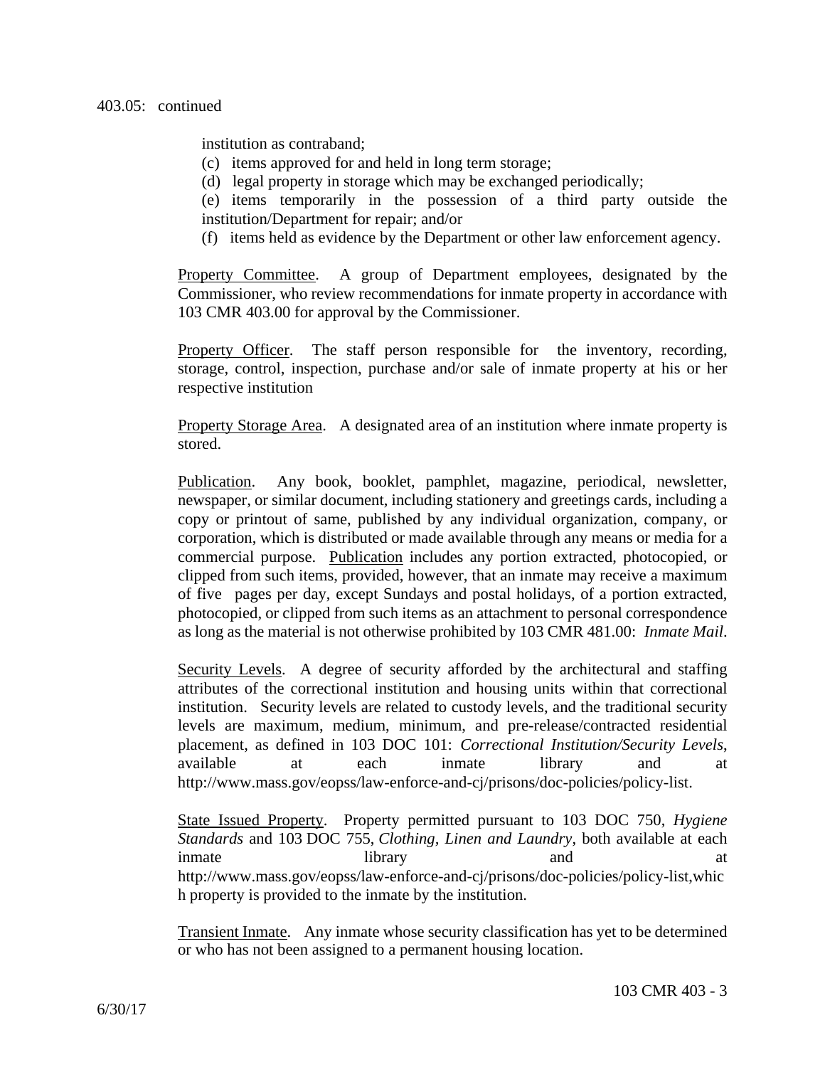403.05: continued

institution as contraband;

(c) items approved for and held in long term storage;

(d) legal property in storage which may be exchanged periodically;

(e) items temporarily in the possession of a third party outside the institution/Department for repair; and/or

(f) items held as evidence by the Department or other law enforcement agency.

Property Committee. A group of Department employees, designated by the Commissioner, who review recommendations for inmate property in accordance with 103 CMR 403.00 for approval by the Commissioner.

Property Officer. The staff person responsible for the inventory, recording, storage, control, inspection, purchase and/or sale of inmate property at his or her respective institution

Property Storage Area. A designated area of an institution where inmate property is stored.

Publication. Any book, booklet, pamphlet, magazine, periodical, newsletter, newspaper, or similar document, including stationery and greetings cards, including a copy or printout of same, published by any individual organization, company, or corporation, which is distributed or made available through any means or media for a commercial purpose. Publication includes any portion extracted, photocopied, or clipped from such items, provided, however, that an inmate may receive a maximum of five pages per day, except Sundays and postal holidays, of a portion extracted, photocopied, or clipped from such items as an attachment to personal correspondence as long as the material is not otherwise prohibited by 103 CMR 481.00: *Inmate Mail*.

Security Levels. A degree of security afforded by the architectural and staffing attributes of the correctional institution and housing units within that correctional institution. Security levels are related to custody levels, and the traditional security levels are maximum, medium, minimum, and pre-release/contracted residential placement, as defined in 103 DOC 101: *Correctional Institution/Security Levels*, available at each inmate library and at http://www.mass.gov/eopss/law-enforce-and-cj/prisons/doc-policies/policy-list.

State Issued Property. Property permitted pursuant to 103 DOC 750, *Hygiene Standards* and 103 DOC 755, *Clothing, Linen and Laundry*, both available at each inmate library and at http://www.mass.gov/eopss/law-enforce-and-cj/prisons/doc-policies/policy-list,which property is provided to the inmate by the institution.

Transient Inmate. Any inmate whose security classification has yet to be determined or who has not been assigned to a permanent housing location.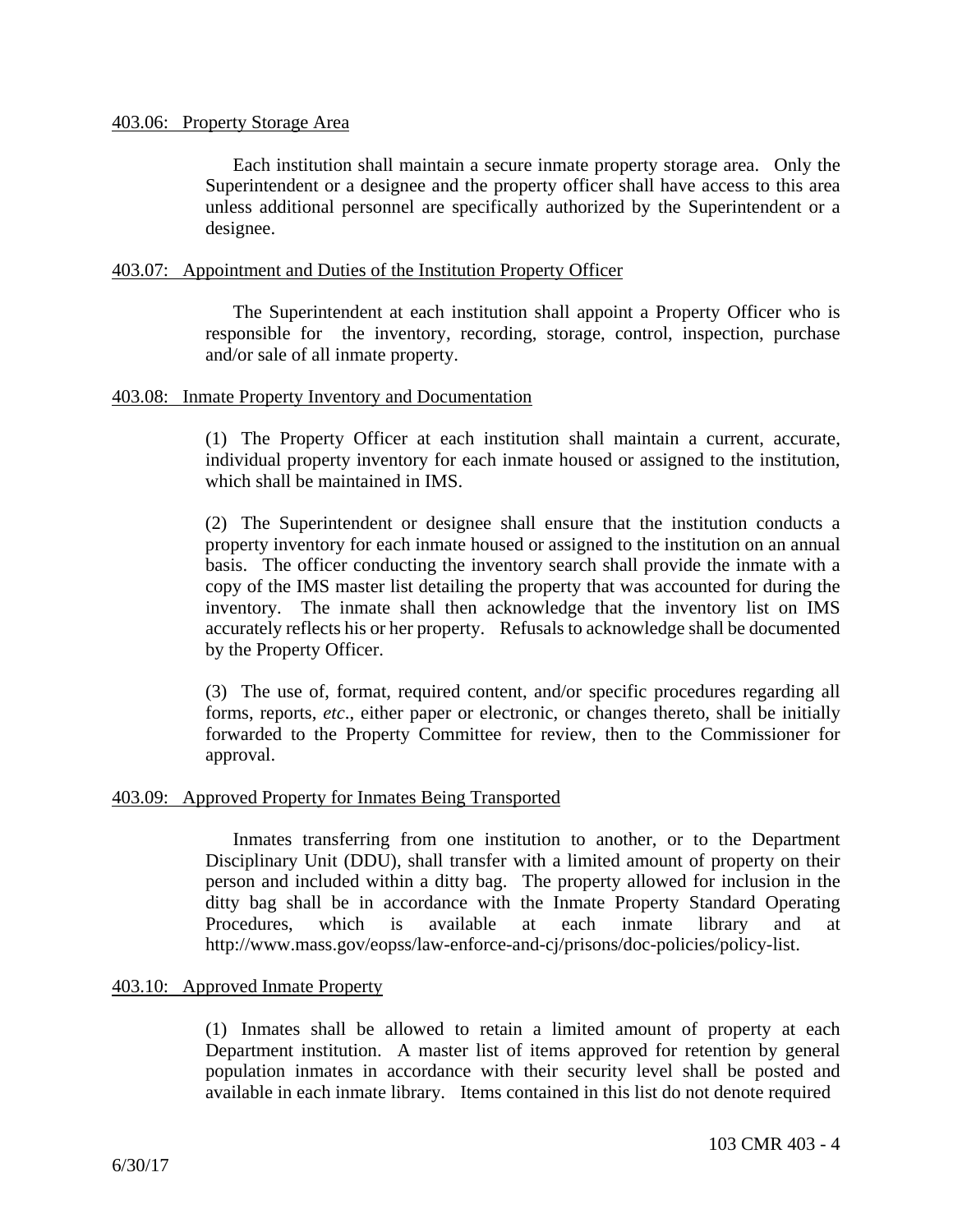403.06: Property Storage Area

Each institution shall maintain a secure inmate property storage area. Only the Superintendent or a designee and the property officer shall have access to this area unless additional personnel are specifically authorized by the Superintendent or a designee.

403.07: Appointment and Duties of the Institution Property Officer

The Superintendent at each institution shall appoint a Property Officer who is responsible for the inventory, recording, storage, control, inspection, purchase and/or sale of all inmate property.

403.08: Inmate Property Inventory and Documentation

(1) The Property Officer at each institution shall maintain a current, accurate, individual property inventory for each inmate housed or assigned to the institution, which shall be maintained in IMS.

(2) The Superintendent or designee shall ensure that the institution conducts a property inventory for each inmate housed or assigned to the institution on an annual basis. The officer conducting the inventory search shall provide the inmate with a copy of the IMS master list detailing the property that was accounted for during the inventory. The inmate shall then acknowledge that the inventory list on IMS accurately reflects his or her property. Refusals to acknowledge shall be documented by the Property Officer.

(3) The use of, format, required content, and/or specific procedures regarding all forms, reports, *etc*., either paper or electronic, or changes thereto, shall be initially forwarded to the Property Committee for review, then to the Commissioner for approval.

403.09: Approved Property for Inmates Being Transported

Inmates transferring from one institution to another, or to the Department Disciplinary Unit (DDU), shall transfer with a limited amount of property on their person and included within a ditty bag. The property allowed for inclusion in the ditty bag shall be in accordance with the Inmate Property Standard Operating Procedures, which is available at each inmate library and at http://www.mass.gov/eopss/law-enforce-and-cj/prisons/doc-policies/policy-list.

403.10: Approved Inmate Property

(1) Inmates shall be allowed to retain a limited amount of property at each Department institution. A master list of items approved for retention by general population inmates in accordance with their security level shall be posted and available in each inmate library. Items contained in this list do not denote required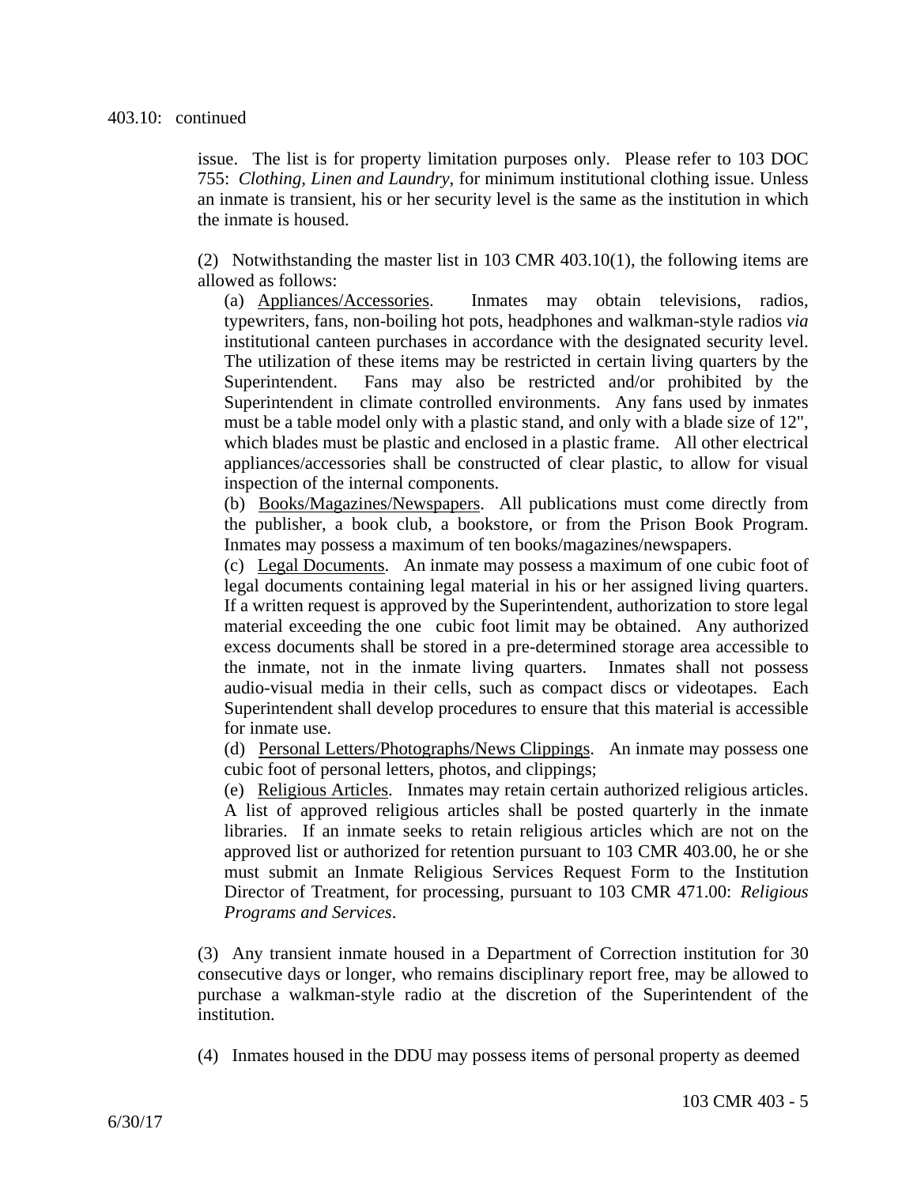403.10: continued

issue. The list is for property limitation purposes only. Please refer to 103 DOC 755: *Clothing, Linen and Laundry*, for minimum institutional clothing issue. Unless an inmate is transient, his or her security level is the same as the institution in which the inmate is housed.

(2) Notwithstanding the master list in 103 CMR 403.10(1), the following items are allowed as follows:

(a) Appliances/Accessories. Inmates may obtain televisions, radios, typewriters, fans, non-boiling hot pots, headphones and walkman-style radios *via* institutional canteen purchases in accordance with the designated security level. The utilization of these items may be restricted in certain living quarters by the Superintendent. Fans may also be restricted and/or prohibited by the Superintendent in climate controlled environments. Any fans used by inmates must be a table model only with a plastic stand, and only with a blade size of 12", which blades must be plastic and enclosed in a plastic frame. All other electrical appliances/accessories shall be constructed of clear plastic, to allow for visual inspection of the internal components.

(b) Books/Magazines/Newspapers. All publications must come directly from the publisher, a book club, a bookstore, or from the Prison Book Program. Inmates may possess a maximum of ten books/magazines/newspapers.

(c) Legal Documents. An inmate may possess a maximum of one cubic foot of legal documents containing legal material in his or her assigned living quarters. If a written request is approved by the Superintendent, authorization to store legal material exceeding the one cubic foot limit may be obtained. Any authorized excess documents shall be stored in a pre-determined storage area accessible to the inmate, not in the inmate living quarters. Inmates shall not possess audio-visual media in their cells, such as compact discs or videotapes. Each Superintendent shall develop procedures to ensure that this material is accessible for inmate use.

(d) Personal Letters/Photographs/News Clippings. An inmate may possess one cubic foot of personal letters, photos, and clippings;

(e) Religious Articles. Inmates may retain certain authorized religious articles. A list of approved religious articles shall be posted quarterly in the inmate libraries. If an inmate seeks to retain religious articles which are not on the approved list or authorized for retention pursuant to 103 CMR 403.00, he or she must submit an Inmate Religious Services Request Form to the Institution Director of Treatment, for processing, pursuant to 103 CMR 471.00: *Religious Programs and Services*.

(3) Any transient inmate housed in a Department of Correction institution for 30 consecutive days or longer, who remains disciplinary report free, may be allowed to purchase a walkman-style radio at the discretion of the Superintendent of the institution.

(4) Inmates housed in the DDU may possess items of personal property as deemed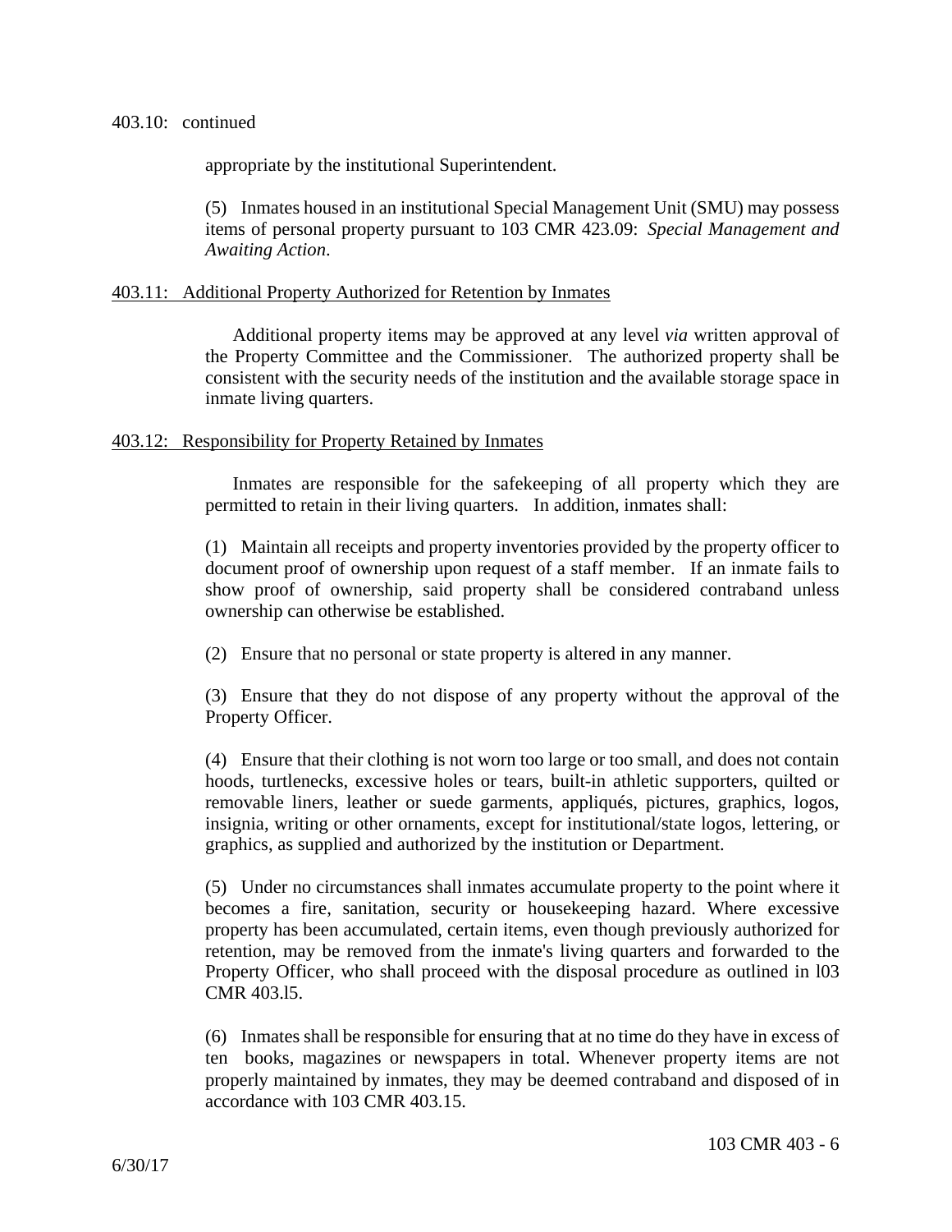403.10: continued

appropriate by the institutional Superintendent.

(5) Inmates housed in an institutional Special Management Unit (SMU) may possess items of personal property pursuant to 103 CMR 423.09: *Special Management and Awaiting Action*.

## 403.11: Additional Property Authorized for Retention by Inmates

Additional property items may be approved at any level *via* written approval of the Property Committee and the Commissioner. The authorized property shall be consistent with the security needs of the institution and the available storage space in inmate living quarters.

## 403.12: Responsibility for Property Retained by Inmates

Inmates are responsible for the safekeeping of all property which they are permitted to retain in their living quarters. In addition, inmates shall:

(1) Maintain all receipts and property inventories provided by the property officer to document proof of ownership upon request of a staff member. If an inmate fails to show proof of ownership, said property shall be considered contraband unless ownership can otherwise be established.

(2) Ensure that no personal or state property is altered in any manner.

(3) Ensure that they do not dispose of any property without the approval of the Property Officer.

(4) Ensure that their clothing is not worn too large or too small, and does not contain hoods, turtlenecks, excessive holes or tears, built-in athletic supporters, quilted or removable liners, leather or suede garments, appliqués, pictures, graphics, logos, insignia, writing or other ornaments, except for institutional/state logos, lettering, or graphics, as supplied and authorized by the institution or Department.

(5) Under no circumstances shall inmates accumulate property to the point where it becomes a fire, sanitation, security or housekeeping hazard. Where excessive property has been accumulated, certain items, even though previously authorized for retention, may be removed from the inmate's living quarters and forwarded to the Property Officer, who shall proceed with the disposal procedure as outlined in l03 CMR 403.l5.

(6) Inmates shall be responsible for ensuring that at no time do they have in excess of ten books, magazines or newspapers in total. Whenever property items are not properly maintained by inmates, they may be deemed contraband and disposed of in accordance with 103 CMR 403.15.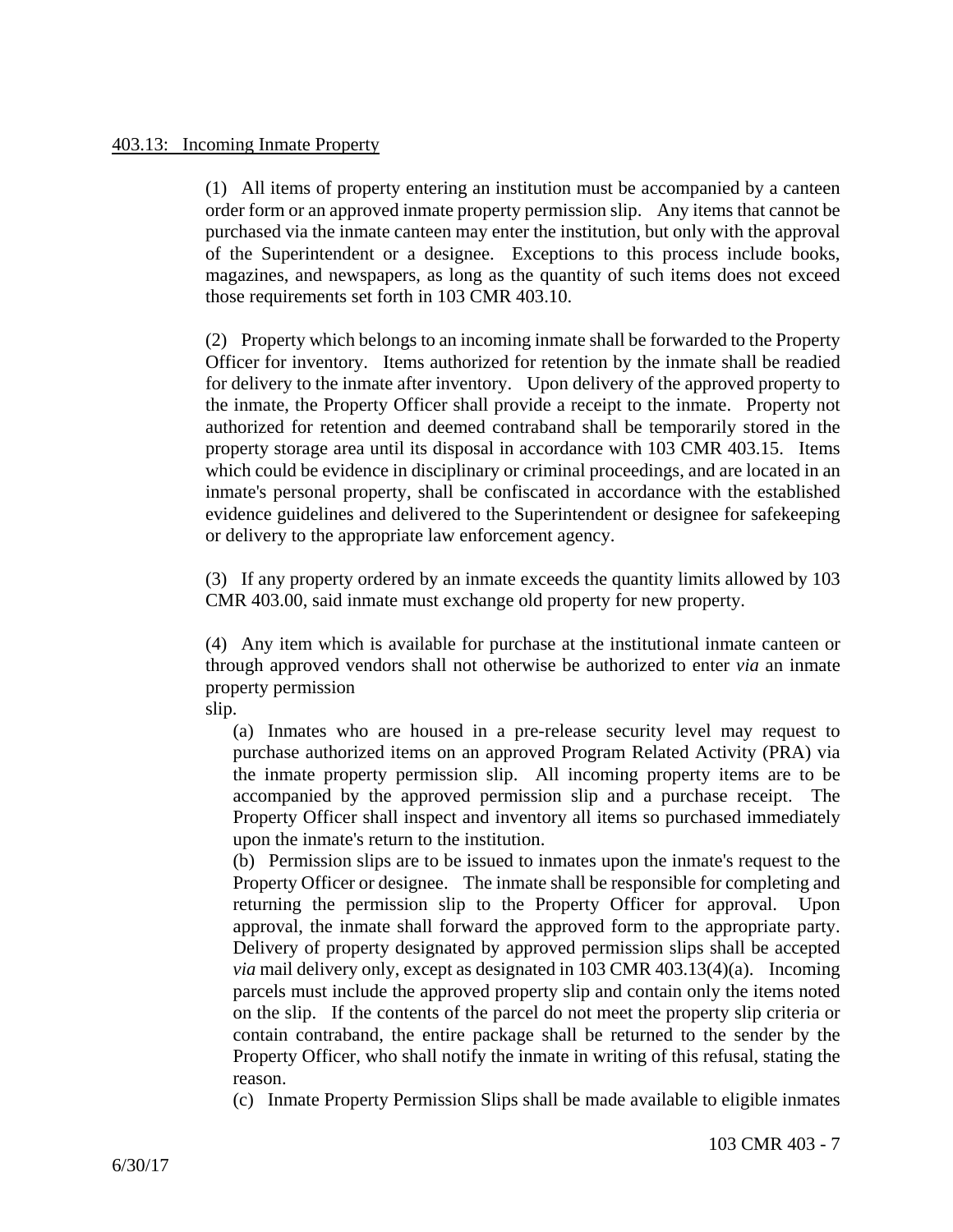403.13: Incoming Inmate Property

(1) All items of property entering an institution must be accompanied by a canteen order form or an approved inmate property permission slip. Any items that cannot be purchased via the inmate canteen may enter the institution, but only with the approval of the Superintendent or a designee. Exceptions to this process include books, magazines, and newspapers, as long as the quantity of such items does not exceed those requirements set forth in 103 CMR 403.10.

(2) Property which belongs to an incoming inmate shall be forwarded to the Property Officer for inventory. Items authorized for retention by the inmate shall be readied for delivery to the inmate after inventory. Upon delivery of the approved property to the inmate, the Property Officer shall provide a receipt to the inmate. Property not authorized for retention and deemed contraband shall be temporarily stored in the property storage area until its disposal in accordance with 103 CMR 403.15. Items which could be evidence in disciplinary or criminal proceedings, and are located in an inmate's personal property, shall be confiscated in accordance with the established evidence guidelines and delivered to the Superintendent or designee for safekeeping or delivery to the appropriate law enforcement agency.

(3) If any property ordered by an inmate exceeds the quantity limits allowed by 103 CMR 403.00, said inmate must exchange old property for new property.

(4) Any item which is available for purchase at the institutional inmate canteen or through approved vendors shall not otherwise be authorized to enter *via* an inmate property permission slip.

(a) Inmates who are housed in a pre-release security level may request to purchase authorized items on an approved Program Related Activity (PRA) via the inmate property permission slip. All incoming property items are to be accompanied by the approved permission slip and a purchase receipt. The Property Officer shall inspect and inventory all items so purchased immediately upon the inmate's return to the institution.

(b) Permission slips are to be issued to inmates upon the inmate's request to the Property Officer or designee. The inmate shall be responsible for completing and returning the permission slip to the Property Officer for approval. Upon approval, the inmate shall forward the approved form to the appropriate party. Delivery of property designated by approved permission slips shall be accepted *via* mail delivery only, except as designated in 103 CMR 403.13(4)(a). Incoming parcels must include the approved property slip and contain only the items noted on the slip. If the contents of the parcel do not meet the property slip criteria or contain contraband, the entire package shall be returned to the sender by the Property Officer, who shall notify the inmate in writing of this refusal, stating the reason.

(c) Inmate Property Permission Slips shall be made available to eligible inmates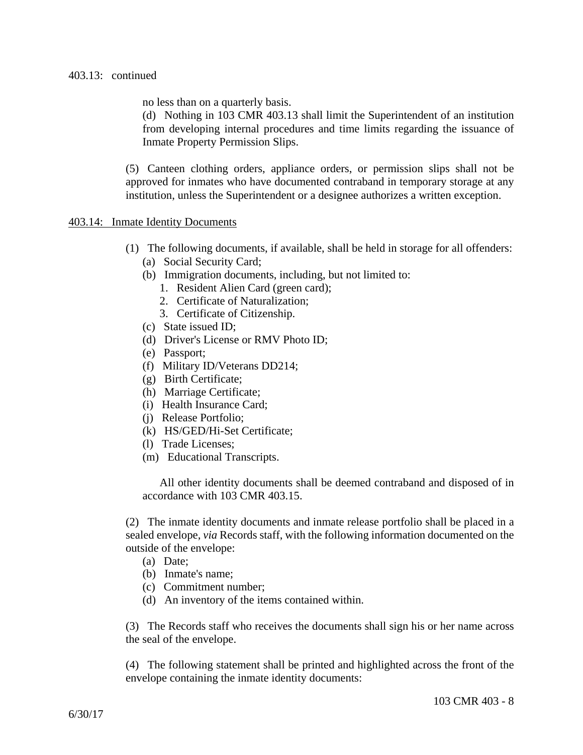403.13: continued

no less than on a quarterly basis.

(d) Nothing in 103 CMR 403.13 shall limit the Superintendent of an institution from developing internal procedures and time limits regarding the issuance of Inmate Property Permission Slips.

(5) Canteen clothing orders, appliance orders, or permission slips shall not be approved for inmates who have documented contraband in temporary storage at any institution, unless the Superintendent or a designee authorizes a written exception.

## 403.14: Inmate Identity Documents

(1) The following documents, if available, shall be held in storage for all offenders:

- (a) Social Security Card;
- (b) Immigration documents, including, but not limited to:
  1. Resident Alien Card (green card);
  2. Certificate of Naturalization;
  3. Certificate of Citizenship.
- (c) State issued ID;
- (d) Driver's License or RMV Photo ID;
- (e) Passport;
- (f) Military ID/Veterans DD214;
- (g) Birth Certificate;
- (h) Marriage Certificate;
- (i) Health Insurance Card;
- (j) Release Portfolio;
- (k) HS/GED/Hi-Set Certificate;
- (l) Trade Licenses;
- (m) Educational Transcripts.

All other identity documents shall be deemed contraband and disposed of in accordance with 103 CMR 403.15.

(2) The inmate identity documents and inmate release portfolio shall be placed in a sealed envelope, *via* Records staff, with the following information documented on the outside of the envelope:

- (a) Date;
- (b) Inmate's name;
- (c) Commitment number;
- (d) An inventory of the items contained within.

(3) The Records staff who receives the documents shall sign his or her name across the seal of the envelope.

(4) The following statement shall be printed and highlighted across the front of the envelope containing the inmate identity documents: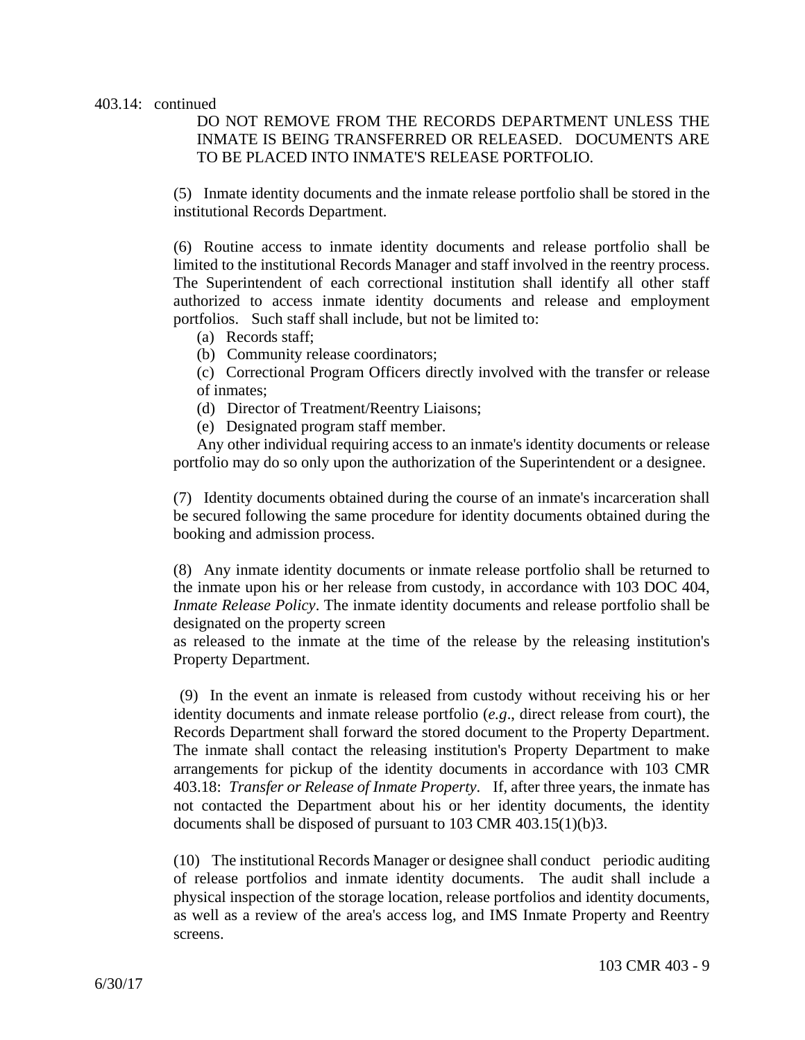403.14: continued

DO NOT REMOVE FROM THE RECORDS DEPARTMENT UNLESS THE INMATE IS BEING TRANSFERRED OR RELEASED. DOCUMENTS ARE TO BE PLACED INTO INMATE'S RELEASE PORTFOLIO.

(5) Inmate identity documents and the inmate release portfolio shall be stored in the institutional Records Department.

(6) Routine access to inmate identity documents and release portfolio shall be limited to the institutional Records Manager and staff involved in the reentry process. The Superintendent of each correctional institution shall identify all other staff authorized to access inmate identity documents and release and employment portfolios. Such staff shall include, but not be limited to:

(a) Records staff;

(b) Community release coordinators;

(c) Correctional Program Officers directly involved with the transfer or release of inmates;

(d) Director of Treatment/Reentry Liaisons;

(e) Designated program staff member.

Any other individual requiring access to an inmate's identity documents or release portfolio may do so only upon the authorization of the Superintendent or a designee.

(7) Identity documents obtained during the course of an inmate's incarceration shall be secured following the same procedure for identity documents obtained during the booking and admission process.

(8) Any inmate identity documents or inmate release portfolio shall be returned to the inmate upon his or her release from custody, in accordance with 103 DOC 404, *Inmate Release Policy*. The inmate identity documents and release portfolio shall be designated on the property screen as released to the inmate at the time of the release by the releasing institution's Property Department.

(9) In the event an inmate is released from custody without receiving his or her identity documents and inmate release portfolio (*e.g*., direct release from court), the Records Department shall forward the stored document to the Property Department. The inmate shall contact the releasing institution's Property Department to make arrangements for pickup of the identity documents in accordance with 103 CMR 403.18: *Transfer or Release of Inmate Property*. If, after three years, the inmate has not contacted the Department about his or her identity documents, the identity documents shall be disposed of pursuant to 103 CMR 403.15(1)(b)3.

(10) The institutional Records Manager or designee shall conduct periodic auditing of release portfolios and inmate identity documents. The audit shall include a physical inspection of the storage location, release portfolios and identity documents, as well as a review of the area's access log, and IMS Inmate Property and Reentry screens.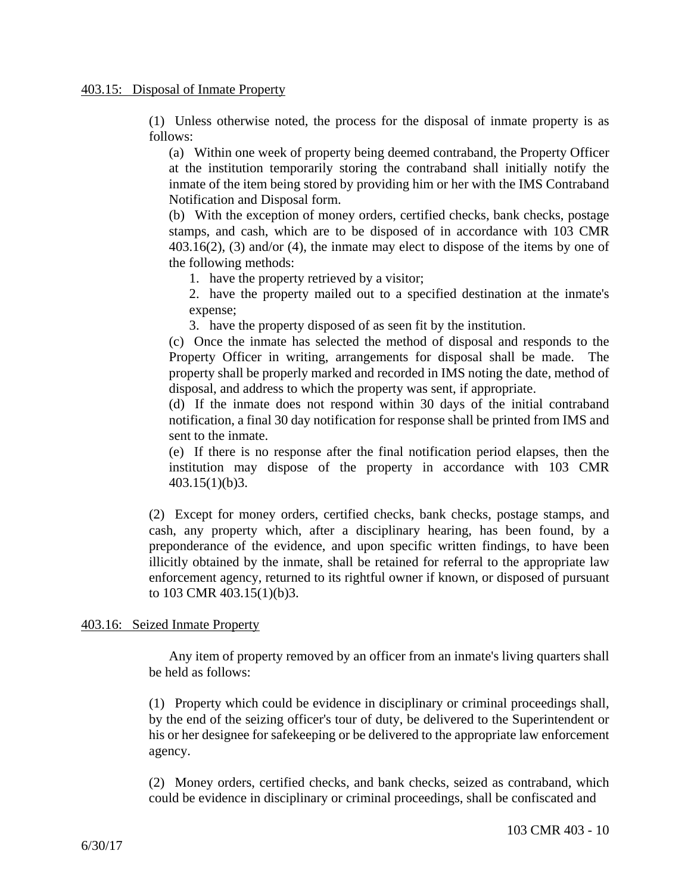403.15: Disposal of Inmate Property

(1) Unless otherwise noted, the process for the disposal of inmate property is as follows:

(a) Within one week of property being deemed contraband, the Property Officer at the institution temporarily storing the contraband shall initially notify the inmate of the item being stored by providing him or her with the IMS Contraband Notification and Disposal form.

(b) With the exception of money orders, certified checks, bank checks, postage stamps, and cash, which are to be disposed of in accordance with 103 CMR 403.16(2), (3) and/or (4), the inmate may elect to dispose of the items by one of the following methods:

1. have the property retrieved by a visitor;

2. have the property mailed out to a specified destination at the inmate's expense;

3. have the property disposed of as seen fit by the institution.

(c) Once the inmate has selected the method of disposal and responds to the Property Officer in writing, arrangements for disposal shall be made. The property shall be properly marked and recorded in IMS noting the date, method of disposal, and address to which the property was sent, if appropriate.

(d) If the inmate does not respond within 30 days of the initial contraband notification, a final 30 day notification for response shall be printed from IMS and sent to the inmate.

(e) If there is no response after the final notification period elapses, then the institution may dispose of the property in accordance with 103 CMR 403.15(1)(b)3.

(2) Except for money orders, certified checks, bank checks, postage stamps, and cash, any property which, after a disciplinary hearing, has been found, by a preponderance of the evidence, and upon specific written findings, to have been illicitly obtained by the inmate, shall be retained for referral to the appropriate law enforcement agency, returned to its rightful owner if known, or disposed of pursuant to 103 CMR 403.15(1)(b)3.

403.16: Seized Inmate Property

Any item of property removed by an officer from an inmate's living quarters shall be held as follows:

(1) Property which could be evidence in disciplinary or criminal proceedings shall, by the end of the seizing officer's tour of duty, be delivered to the Superintendent or his or her designee for safekeeping or be delivered to the appropriate law enforcement agency.

(2) Money orders, certified checks, and bank checks, seized as contraband, which could be evidence in disciplinary or criminal proceedings, shall be confiscated and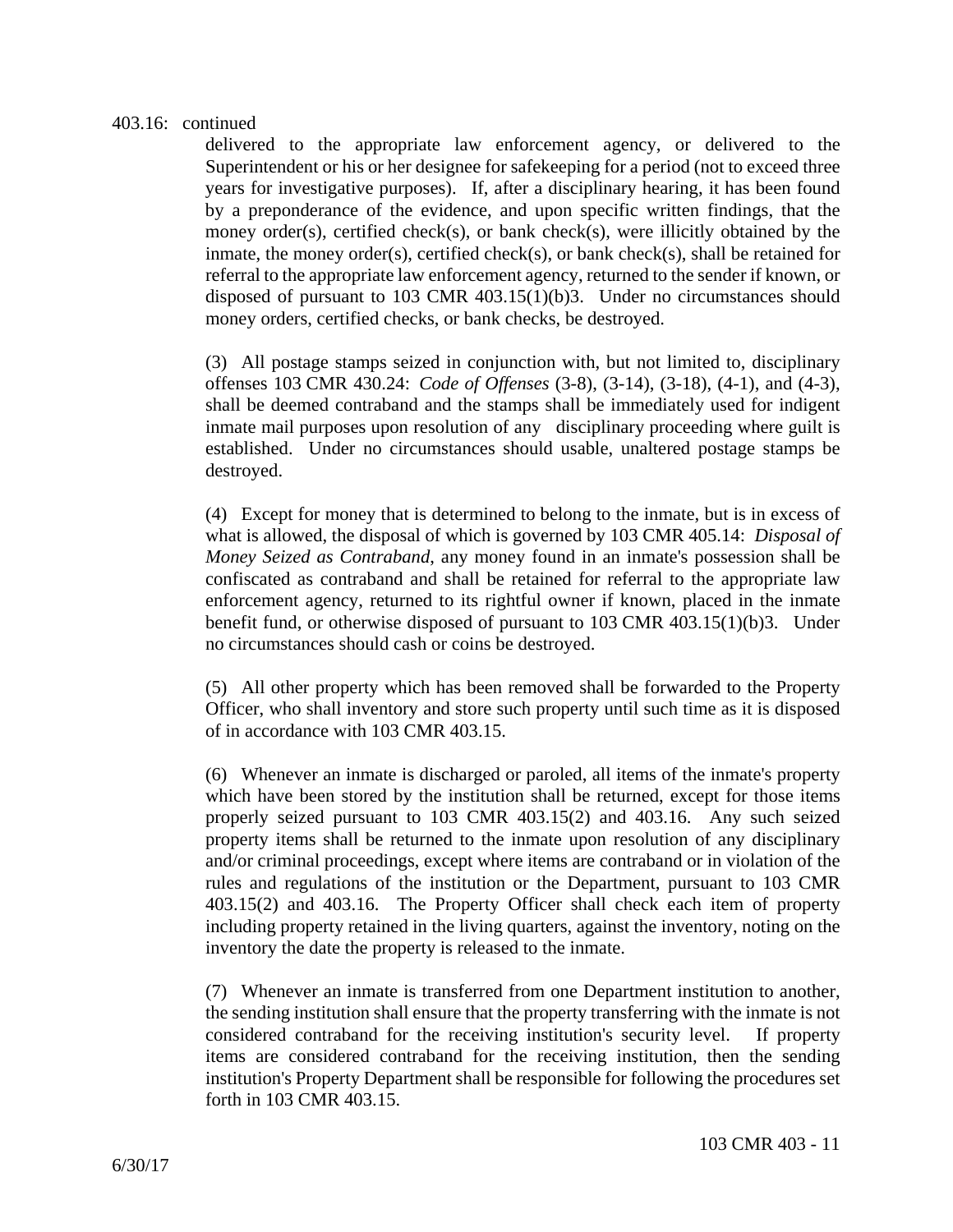403.16: continued

delivered to the appropriate law enforcement agency, or delivered to the Superintendent or his or her designee for safekeeping for a period (not to exceed three years for investigative purposes). If, after a disciplinary hearing, it has been found by a preponderance of the evidence, and upon specific written findings, that the money order(s), certified check(s), or bank check(s), were illicitly obtained by the inmate, the money order(s), certified check(s), or bank check(s), shall be retained for referral to the appropriate law enforcement agency, returned to the sender if known, or disposed of pursuant to 103 CMR 403.15(1)(b)3. Under no circumstances should money orders, certified checks, or bank checks, be destroyed.

(3) All postage stamps seized in conjunction with, but not limited to, disciplinary offenses 103 CMR 430.24: *Code of Offenses* (3-8), (3-14), (3-18), (4-1), and (4-3), shall be deemed contraband and the stamps shall be immediately used for indigent inmate mail purposes upon resolution of any disciplinary proceeding where guilt is established. Under no circumstances should usable, unaltered postage stamps be destroyed.

(4) Except for money that is determined to belong to the inmate, but is in excess of what is allowed, the disposal of which is governed by 103 CMR 405.14: *Disposal of Money Seized as Contraband*, any money found in an inmate's possession shall be confiscated as contraband and shall be retained for referral to the appropriate law enforcement agency, returned to its rightful owner if known, placed in the inmate benefit fund, or otherwise disposed of pursuant to 103 CMR 403.15(1)(b)3. Under no circumstances should cash or coins be destroyed.

(5) All other property which has been removed shall be forwarded to the Property Officer, who shall inventory and store such property until such time as it is disposed of in accordance with 103 CMR 403.15.

(6) Whenever an inmate is discharged or paroled, all items of the inmate's property which have been stored by the institution shall be returned, except for those items properly seized pursuant to 103 CMR 403.15(2) and 403.16. Any such seized property items shall be returned to the inmate upon resolution of any disciplinary and/or criminal proceedings, except where items are contraband or in violation of the rules and regulations of the institution or the Department, pursuant to 103 CMR 403.15(2) and 403.16. The Property Officer shall check each item of property including property retained in the living quarters, against the inventory, noting on the inventory the date the property is released to the inmate.

(7) Whenever an inmate is transferred from one Department institution to another, the sending institution shall ensure that the property transferring with the inmate is not considered contraband for the receiving institution's security level. If property items are considered contraband for the receiving institution, then the sending institution's Property Department shall be responsible for following the procedures set forth in 103 CMR 403.15.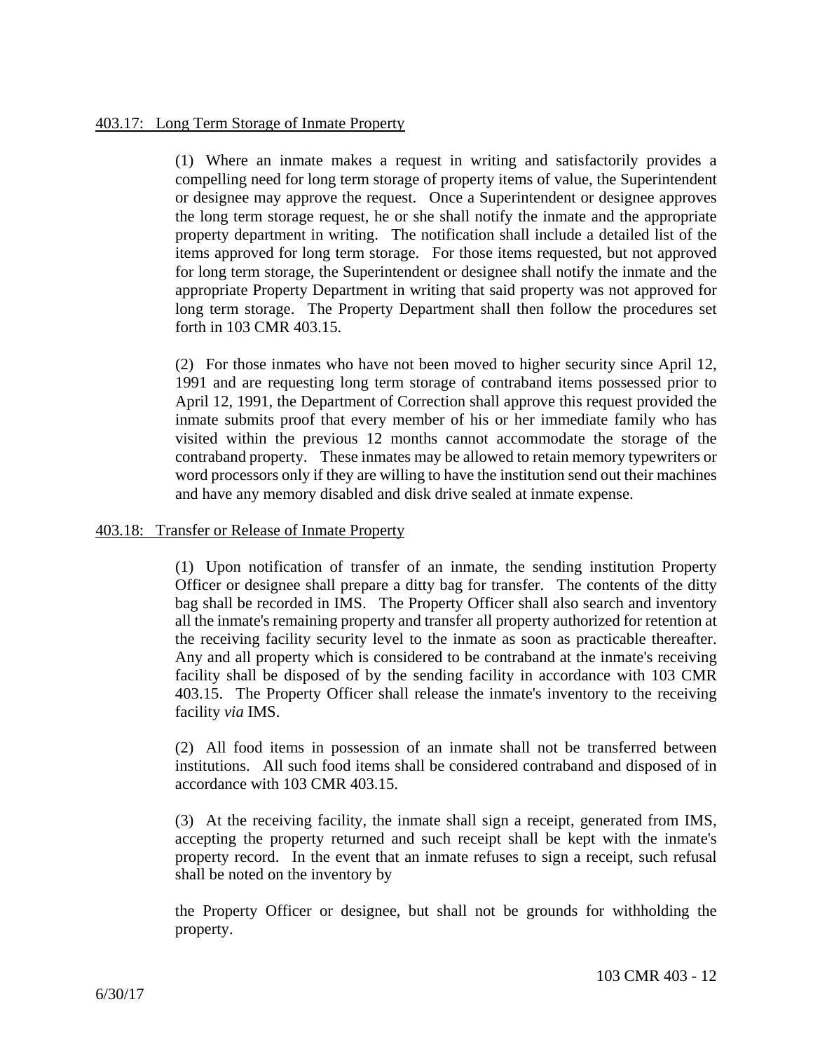403.17: Long Term Storage of Inmate Property

(1) Where an inmate makes a request in writing and satisfactorily provides a compelling need for long term storage of property items of value, the Superintendent or designee may approve the request. Once a Superintendent or designee approves the long term storage request, he or she shall notify the inmate and the appropriate property department in writing. The notification shall include a detailed list of the items approved for long term storage. For those items requested, but not approved for long term storage, the Superintendent or designee shall notify the inmate and the appropriate Property Department in writing that said property was not approved for long term storage. The Property Department shall then follow the procedures set forth in 103 CMR 403.15.

(2) For those inmates who have not been moved to higher security since April 12, 1991 and are requesting long term storage of contraband items possessed prior to April 12, 1991, the Department of Correction shall approve this request provided the inmate submits proof that every member of his or her immediate family who has visited within the previous 12 months cannot accommodate the storage of the contraband property. These inmates may be allowed to retain memory typewriters or word processors only if they are willing to have the institution send out their machines and have any memory disabled and disk drive sealed at inmate expense.

403.18: Transfer or Release of Inmate Property

(1) Upon notification of transfer of an inmate, the sending institution Property Officer or designee shall prepare a ditty bag for transfer. The contents of the ditty bag shall be recorded in IMS. The Property Officer shall also search and inventory all the inmate's remaining property and transfer all property authorized for retention at the receiving facility security level to the inmate as soon as practicable thereafter. Any and all property which is considered to be contraband at the inmate's receiving facility shall be disposed of by the sending facility in accordance with 103 CMR 403.15. The Property Officer shall release the inmate's inventory to the receiving facility *via* IMS.

(2) All food items in possession of an inmate shall not be transferred between institutions. All such food items shall be considered contraband and disposed of in accordance with 103 CMR 403.15.

(3) At the receiving facility, the inmate shall sign a receipt, generated from IMS, accepting the property returned and such receipt shall be kept with the inmate's property record. In the event that an inmate refuses to sign a receipt, such refusal shall be noted on the inventory by the Property Officer or designee, but shall not be grounds for withholding the property.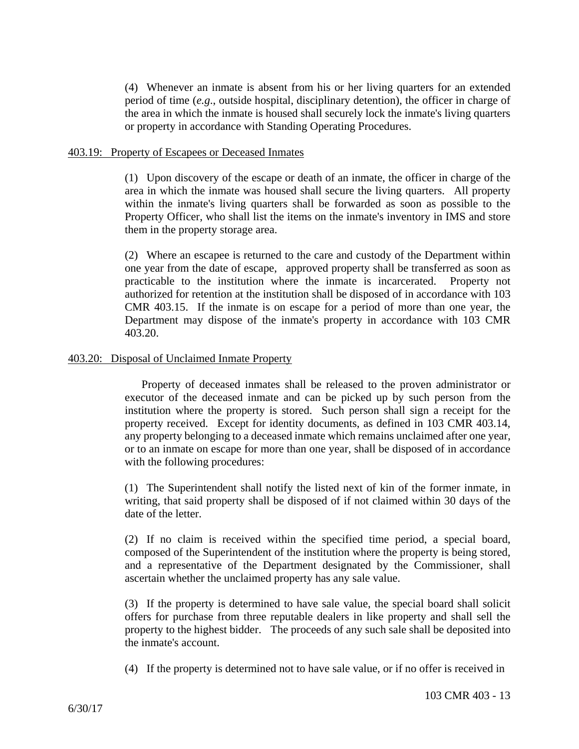(4) Whenever an inmate is absent from his or her living quarters for an extended period of time (*e.g.*, outside hospital, disciplinary detention), the officer in charge of the area in which the inmate is housed shall securely lock the inmate's living quarters or property in accordance with Standing Operating Procedures.

403.19: Property of Escapees or Deceased Inmates

(1) Upon discovery of the escape or death of an inmate, the officer in charge of the area in which the inmate was housed shall secure the living quarters. All property within the inmate's living quarters shall be forwarded as soon as possible to the Property Officer, who shall list the items on the inmate's inventory in IMS and store them in the property storage area.

(2) Where an escapee is returned to the care and custody of the Department within one year from the date of escape, approved property shall be transferred as soon as practicable to the institution where the inmate is incarcerated. Property not authorized for retention at the institution shall be disposed of in accordance with 103 CMR 403.15. If the inmate is on escape for a period of more than one year, the Department may dispose of the inmate's property in accordance with 103 CMR 403.20.

403.20: Disposal of Unclaimed Inmate Property

Property of deceased inmates shall be released to the proven administrator or executor of the deceased inmate and can be picked up by such person from the institution where the property is stored. Such person shall sign a receipt for the property received. Except for identity documents, as defined in 103 CMR 403.14, any property belonging to a deceased inmate which remains unclaimed after one year, or to an inmate on escape for more than one year, shall be disposed of in accordance with the following procedures:

(1) The Superintendent shall notify the listed next of kin of the former inmate, in writing, that said property shall be disposed of if not claimed within 30 days of the date of the letter.

(2) If no claim is received within the specified time period, a special board, composed of the Superintendent of the institution where the property is being stored, and a representative of the Department designated by the Commissioner, shall ascertain whether the unclaimed property has any sale value.

(3) If the property is determined to have sale value, the special board shall solicit offers for purchase from three reputable dealers in like property and shall sell the property to the highest bidder. The proceeds of any such sale shall be deposited into the inmate's account.

(4) If the property is determined not to have sale value, or if no offer is received in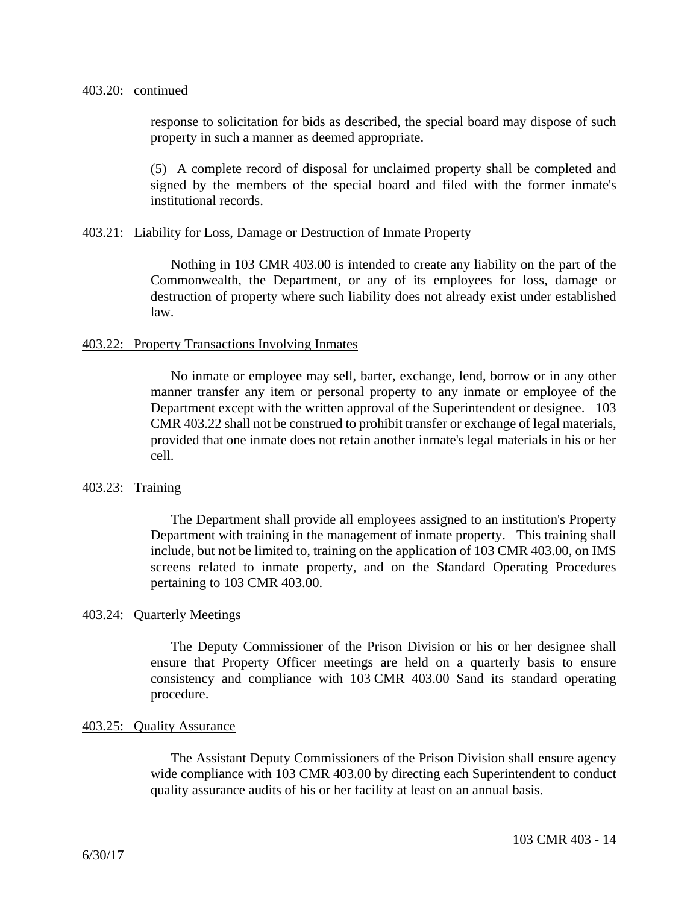403.20: continued

response to solicitation for bids as described, the special board may dispose of such property in such a manner as deemed appropriate.

(5) A complete record of disposal for unclaimed property shall be completed and signed by the members of the special board and filed with the former inmate's institutional records.

## 403.21: Liability for Loss, Damage or Destruction of Inmate Property

Nothing in 103 CMR 403.00 is intended to create any liability on the part of the Commonwealth, the Department, or any of its employees for loss, damage or destruction of property where such liability does not already exist under established law.

## 403.22: Property Transactions Involving Inmates

No inmate or employee may sell, barter, exchange, lend, borrow or in any other manner transfer any item or personal property to any inmate or employee of the Department except with the written approval of the Superintendent or designee. 103 CMR 403.22 shall not be construed to prohibit transfer or exchange of legal materials, provided that one inmate does not retain another inmate's legal materials in his or her cell.

## 403.23: Training

The Department shall provide all employees assigned to an institution's Property Department with training in the management of inmate property. This training shall include, but not be limited to, training on the application of 103 CMR 403.00, on IMS screens related to inmate property, and on the Standard Operating Procedures pertaining to 103 CMR 403.00.

## 403.24: Quarterly Meetings

The Deputy Commissioner of the Prison Division or his or her designee shall ensure that Property Officer meetings are held on a quarterly basis to ensure consistency and compliance with 103 CMR 403.00 Sand its standard operating procedure.

## 403.25: Quality Assurance

The Assistant Deputy Commissioners of the Prison Division shall ensure agency wide compliance with 103 CMR 403.00 by directing each Superintendent to conduct quality assurance audits of his or her facility at least on an annual basis.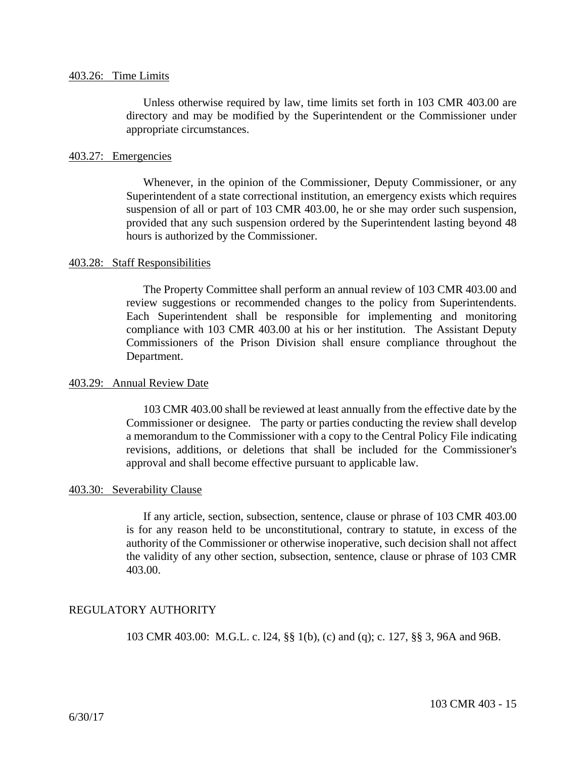403.26: Time Limits

Unless otherwise required by law, time limits set forth in 103 CMR 403.00 are directory and may be modified by the Superintendent or the Commissioner under appropriate circumstances.

403.27: Emergencies

Whenever, in the opinion of the Commissioner, Deputy Commissioner, or any Superintendent of a state correctional institution, an emergency exists which requires suspension of all or part of 103 CMR 403.00, he or she may order such suspension, provided that any such suspension ordered by the Superintendent lasting beyond 48 hours is authorized by the Commissioner.

403.28: Staff Responsibilities

The Property Committee shall perform an annual review of 103 CMR 403.00 and review suggestions or recommended changes to the policy from Superintendents. Each Superintendent shall be responsible for implementing and monitoring compliance with 103 CMR 403.00 at his or her institution. The Assistant Deputy Commissioners of the Prison Division shall ensure compliance throughout the Department.

403.29: Annual Review Date

103 CMR 403.00 shall be reviewed at least annually from the effective date by the Commissioner or designee. The party or parties conducting the review shall develop a memorandum to the Commissioner with a copy to the Central Policy File indicating revisions, additions, or deletions that shall be included for the Commissioner's approval and shall become effective pursuant to applicable law.

403.30: Severability Clause

If any article, section, subsection, sentence, clause or phrase of 103 CMR 403.00 is for any reason held to be unconstitutional, contrary to statute, in excess of the authority of the Commissioner or otherwise inoperative, such decision shall not affect the validity of any other section, subsection, sentence, clause or phrase of 103 CMR 403.00.

REGULATORY AUTHORITY

103 CMR 403.00: M.G.L. c. l24, §§ 1(b), (c) and (q); c. 127, §§ 3, 96A and 96B.